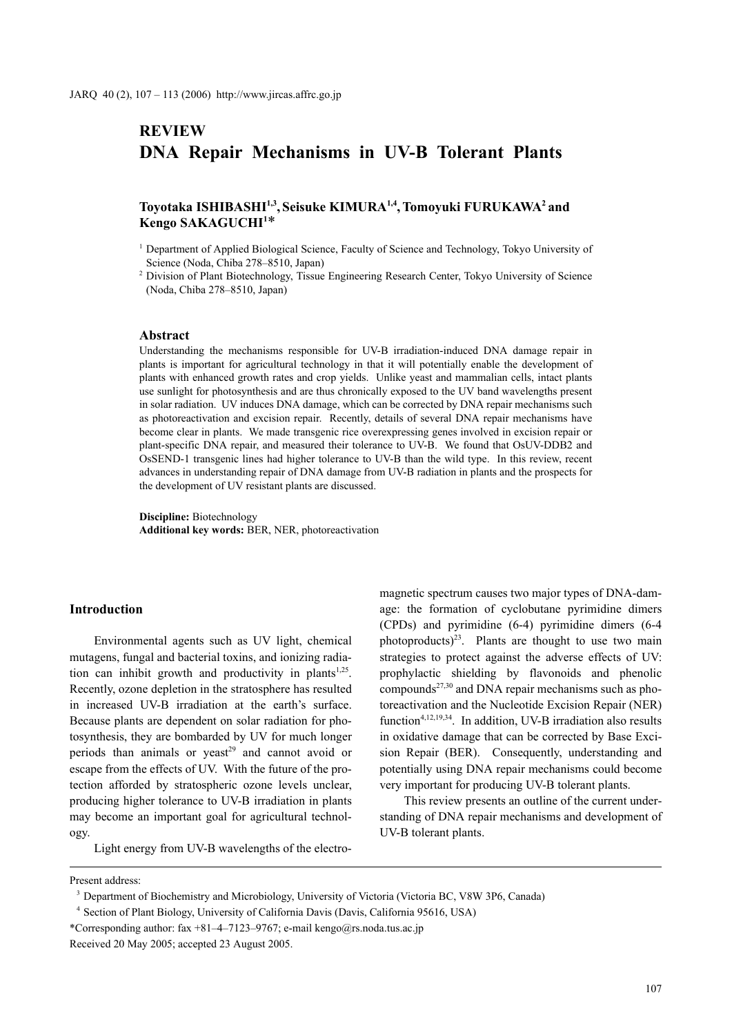## REVIEW

# DNA Repair Mechanisms in UV-B Tolerant Plants

**Toyotaka ISHIBASHI[1,3], Seisuke KIMURA[1,4], Tomoyuki FURUKAWA[2] and Kengo SAKAGUCHI[1]***

[1] Department of Applied Biological Science, Faculty of Science and Technology, Tokyo University of Science (Noda, Chiba 278–8510, Japan)

[2] Division of Plant Biotechnology, Tissue Engineering Research Center, Tokyo University of Science (Noda, Chiba 278–8510, Japan)

### Abstract

Understanding the mechanisms responsible for UV-B irradiation-induced DNA damage repair in plants is important for agricultural technology in that it will potentially enable the development of plants with enhanced growth rates and crop yields. Unlike yeast and mammalian cells, intact plants use sunlight for photosynthesis and are thus chronically exposed to the UV band wavelengths present in solar radiation. UV induces DNA damage, which can be corrected by DNA repair mechanisms such as photoreactivation and excision repair. Recently, details of several DNA repair mechanisms have become clear in plants. We made transgenic rice overexpressing genes involved in excision repair or plant-specific DNA repair, and measured their tolerance to UV-B. We found that OsUV-DDB2 and OsSEND-1 transgenic lines had higher tolerance to UV-B than the wild type. In this review, recent advances in understanding repair of DNA damage from UV-B radiation in plants and the prospects for the development of UV resistant plants are discussed.

**Discipline:** Biotechnology
**Additional key words:** BER, NER, photoreactivation

## Introduction

Environmental agents such as UV light, chemical mutagens, fungal and bacterial toxins, and ionizing radiation can inhibit growth and productivity in plants[1,25]. Recently, ozone depletion in the stratosphere has resulted in increased UV-B irradiation at the earth's surface. Because plants are dependent on solar radiation for photosynthesis, they are bombarded by UV for much longer periods than animals or yeast[29] and cannot avoid or escape from the effects of UV. With the future of the protection afforded by stratospheric ozone levels unclear, producing higher tolerance to UV-B irradiation in plants may become an important goal for agricultural technology.

Light energy from UV-B wavelengths of the electromagnetic spectrum causes two major types of DNA-damage: the formation of cyclobutane pyrimidine dimers (CPDs) and pyrimidine (6-4) pyrimidine dimers (6-4 photoproducts)[23]. Plants are thought to use two main strategies to protect against the adverse effects of UV: prophylactic shielding by flavonoids and phenolic compounds[27,30] and DNA repair mechanisms such as photoreactivation and the Nucleotide Excision Repair (NER) function[4,12,19,34]. In addition, UV-B irradiation also results in oxidative damage that can be corrected by Base Excision Repair (BER). Consequently, understanding and potentially using DNA repair mechanisms could become very important for producing UV-B tolerant plants.

This review presents an outline of the current understanding of DNA repair mechanisms and development of UV-B tolerant plants.

---

Present address:

[3] Department of Biochemistry and Microbiology, University of Victoria (Victoria BC, V8W 3P6, Canada)

[4] Section of Plant Biology, University of California Davis (Davis, California 95616, USA)

*Corresponding author: fax +81–4–7123–9767; e-mail kengo@rs.noda.tus.ac.jp

Received 20 May 2005; accepted 23 August 2005.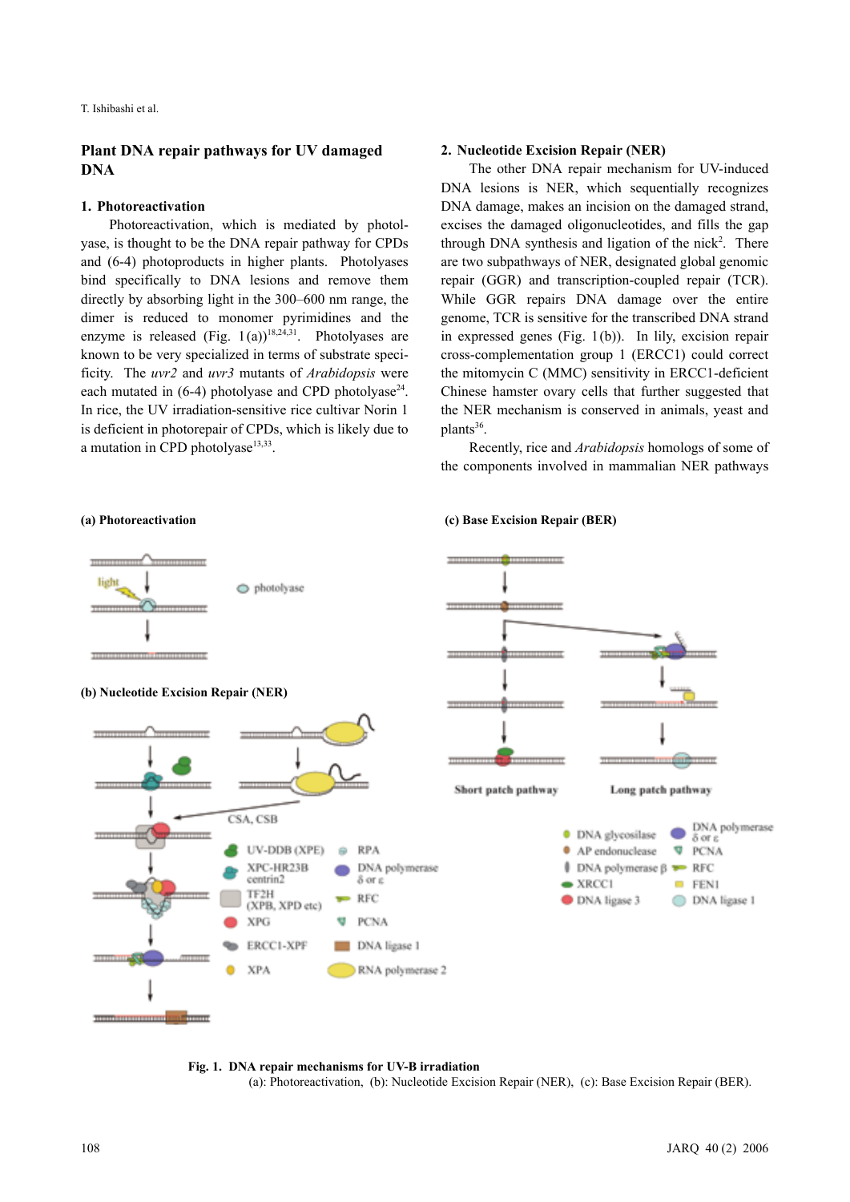## Plant DNA repair pathways for UV damaged DNA

### 1. Photoreactivation

Photoreactivation, which is mediated by photolyase, is thought to be the DNA repair pathway for CPDs and (6-4) photoproducts in higher plants. Photolyases bind specifically to DNA lesions and remove them directly by absorbing light in the 300–600 nm range, the dimer is reduced to monomer pyrimidines and the enzyme is released (Fig. 1(a))[18,24,31]. Photolyases are known to be very specialized in terms of substrate specificity. The *uvr2* and *uvr3* mutants of *Arabidopsis* were each mutated in (6-4) photolyase and CPD photolyase[24]. In rice, the UV irradiation-sensitive rice cultivar Norin 1 is deficient in photorepair of CPDs, which is likely due to a mutation in CPD photolyase[13,33].

### 2. Nucleotide Excision Repair (NER)

The other DNA repair mechanism for UV-induced DNA lesions is NER, which sequentially recognizes DNA damage, makes an incision on the damaged strand, excises the damaged oligonucleotides, and fills the gap through DNA synthesis and ligation of the nick[2]. There are two subpathways of NER, designated global genomic repair (GGR) and transcription-coupled repair (TCR). While GGR repairs DNA damage over the entire genome, TCR is sensitive for the transcribed DNA strand in expressed genes (Fig. 1(b)). In lily, excision repair cross-complementation group 1 (ERCC1) could correct the mitomycin C (MMC) sensitivity in ERCC1-deficient Chinese hamster ovary cells that further suggested that the NER mechanism is conserved in animals, yeast and plants[36].

Recently, rice and *Arabidopsis* homologs of some of the components involved in mammalian NER pathways

(a) Photoreactivation

light

photolyase

(b) Nucleotide Excision Repair (NER)

CSA, CSB

UV-DDB (XPE)

XPC-HR23B centrin2

TF2H (XPB, XPD etc)

XPG

ERCC1-XPF

XPA

RPA

DNA polymerase δ or ε

RFC

PCNA

DNA ligase 1

RNA polymerase 2

(c) Base Excision Repair (BER)

Short patch pathway

Long patch pathway

DNA glycosilase

AP endonuclease

DNA polymerase β

XRCC1

DNA ligase 3

DNA polymerase δ or ε

PCNA

RFC

FEN1

DNA ligase 1

**Fig. 1. DNA repair mechanisms for UV-B irradiation**

(a): Photoreactivation, (b): Nucleotide Excision Repair (NER), (c): Base Excision Repair (BER).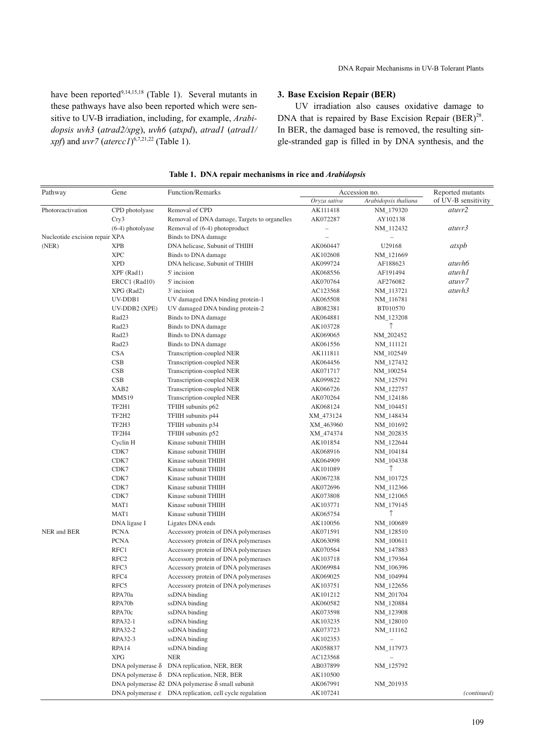have been reported[9,14,15,18] (Table 1). Several mutants in these pathways have also been reported which were sensitive to UV-B irradiation, including, for example, *Arabidopsis uvh3* (*atrad2/xpg*), *uvh6* (*atxpd*), *atrad1* (*atrad1/xpf*) and *uvr7* (*atercc1*)[6,7,21,22] (Table 1).

### 3. Base Excision Repair (BER)

UV irradiation also causes oxidative damage to DNA that is repaired by Base Excision Repair (BER)[28]. In BER, the damaged base is removed, the resulting single-stranded gap is filled in by DNA synthesis, and the

**Table 1. DNA repair mechanisms in rice and *Arabidopsis***

| Pathway | Gene | Function/Remarks | Accession no. | | Reported mutants of UV-B sensitivity |
|---|---|---|---|---|---|
| | | | *Oryza sativa* | *Arabidopsis thaliana* | |
| Photoreactivation | CPD photolyase | Removal of CPD | AK111418 | NM_179320 | *atuvr2* |
| | Cry3 | Removal of DNA damage, Targets to organelles | AK072287 | AY102138 | |
| | (6-4) photolyase | Removal of (6-4) photoproduct | – | NM_112432 | *atuvr3* |
| Nucleotide excision repair (NER) | XPA | Binds to DNA damage | – | – | |
| | XPB | DNA helicase, Subunit of THIIH | AK060447 | U29168 | *atxpb* |
| | XPC | Binds to DNA damage | AK102608 | NM_121669 | |
| | XPD | DNA helicase, Subunit of THIIH | AK099724 | AF188623 | *atuvh6* |
| | XPF (Rad1) | 5' incision | AK068556 | AF191494 | *atuvh1* |
| | ERCC1 (Rad10) | 5' incision | AK070764 | AF276082 | *atuvr7* |
| | XPG (Rad2) | 3' incision | AC123568 | NM_113721 | *atuvh3* |
| | UV-DDB1 | UV damaged DNA binding protein-1 | AK065508 | NM_116781 | |
| | UV-DDB2 (XPE) | UV damaged DNA binding protein-2 | AB082381 | BT010570 | |
| | Rad23 | Binds to DNA damage | AK064881 | NM_123208 | |
| | Rad23 | Binds to DNA damage | AK103728 | ↑ | |
| | Rad23 | Binds to DNA damage | AK069065 | NM_202452 | |
| | Rad23 | Binds to DNA damage | AK061556 | NM_111121 | |
| | CSA | Transcription-coupled NER | AK111811 | NM_102549 | |
| | CSB | Transcription-coupled NER | AK064456 | NM_127432 | |
| | CSB | Transcription-coupled NER | AK071717 | NM_100254 | |
| | CSB | Transcription-coupled NER | AK099822 | NM_125791 | |
| | XAB2 | Transcription-coupled NER | AK066726 | NM_122757 | |
| | MMS19 | Transcription-coupled NER | AK070264 | NM_124186 | |
| | TF2H1 | TFIIH subunits p62 | AK068124 | NM_104451 | |
| | TF2H2 | TFIIH subunits p44 | XM_473124 | NM_148434 | |
| | TF2H3 | TFIIH subunits p34 | XM_463960 | NM_101692 | |
| | TF2H4 | TFIIH subunits p52 | XM_474374 | NM_202835 | |
| | Cyclin H | Kinase subunit THIIH | AK101854 | NM_122644 | |
| | CDK7 | Kinase subunit THIIH | AK068916 | NM_104184 | |
| | CDK7 | Kinase subunit THIIH | AK064909 | NM_104338 | |
| | CDK7 | Kinase subunit THIIH | AK101089 | ↑ | |
| | CDK7 | Kinase subunit THIIH | AK067238 | NM_101725 | |
| | CDK7 | Kinase subunit THIIH | AK072696 | NM_112366 | |
| | CDK7 | Kinase subunit THIIH | AK073808 | NM_121065 | |
| | MAT1 | Kinase subunit THIIH | AK103771 | NM_179145 | |
| | MAT1 | Kinase subunit THIIH | AK065754 | ↑ | |
| | DNA ligase I | Ligates DNA ends | AK110056 | NM_100689 | |
| NER and BER | PCNA | Accessory protein of DNA polymerases | AK071591 | NM_128510 | |
| | PCNA | Accessory protein of DNA polymerases | AK063098 | NM_100611 | |
| | RFC1 | Accessory protein of DNA polymerases | AK070564 | NM_147883 | |
| | RFC2 | Accessory protein of DNA polymerases | AK103718 | NM_179364 | |
| | RFC3 | Accessory protein of DNA polymerases | AK069984 | NM_106396 | |
| | RFC4 | Accessory protein of DNA polymerases | AK069025 | NM_104994 | |
| | RFC5 | Accessory protein of DNA polymerases | AK103751 | NM_122656 | |
| | RPA70a | ssDNA binding | AK101212 | NM_201704 | |
| | RPA70b | ssDNA binding | AK060582 | NM_120884 | |
| | RPA70c | ssDNA binding | AK073598 | NM_123908 | |
| | RPA32-1 | ssDNA binding | AK103235 | NM_128010 | |
| | RPA32-2 | ssDNA binding | AK073723 | NM_111162 | |
| | RPA32-3 | ssDNA binding | AK102353 | – | |
| | RPA14 | ssDNA binding | AK058837 | NM_117973 | |
| | XPG | NER | AC123568 | – | |
| | DNA polymerase δ | DNA replication, NER, BER | AB037899 | NM_125792 | |
| | DNA polymerase δ | DNA replication, NER, BER | AK110500 | | |
| | DNA polymerase δ2 | DNA polymerase δ small subunit | AK067991 | NM_201935 | |
| | DNA polymerase ε | DNA replication, cell cycle regulation | AK107241 | | *(continued)* |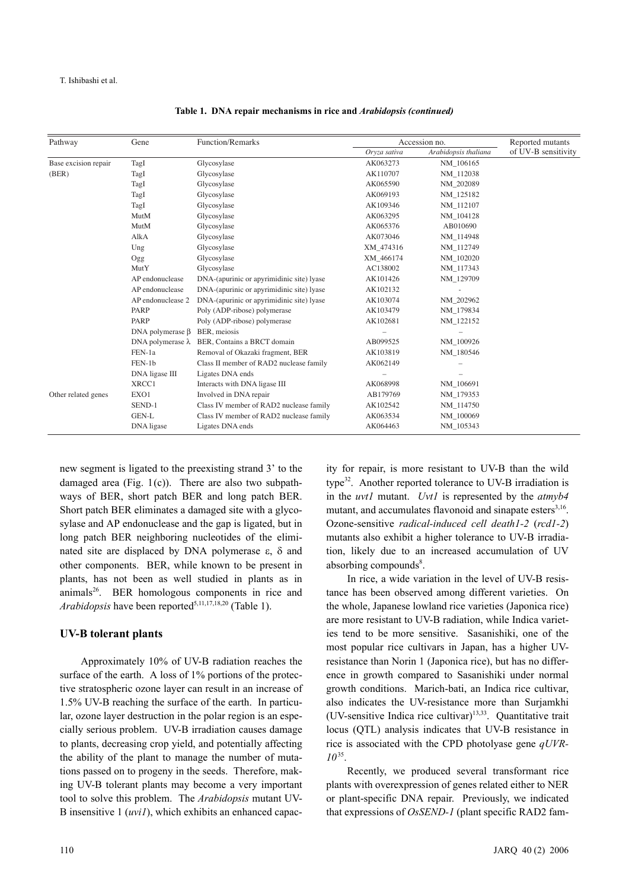**Table 1. DNA repair mechanisms in rice and *Arabidopsis (continued)***

| Pathway | Gene | Function/Remarks | Accession no. | | Reported mutants of UV-B sensitivity |
|---|---|---|---|---|---|
| | | | *Oryza sativa* | *Arabidopsis thaliana* | |
| Base excision repair (BER) | TagI | Glycosylase | AK063273 | NM_106165 | |
| | TagI | Glycosylase | AK110707 | NM_112038 | |
| | TagI | Glycosylase | AK065590 | NM_202089 | |
| | TagI | Glycosylase | AK069193 | NM_125182 | |
| | TagI | Glycosylase | AK109346 | NM_112107 | |
| | MutM | Glycosylase | AK063295 | NM_104128 | |
| | MutM | Glycosylase | AK065376 | AB010690 | |
| | AlkA | Glycosylase | AK073046 | NM_114948 | |
| | Ung | Glycosylase | XM_474316 | NM_112749 | |
| | Ogg | Glycosylase | XM_466174 | NM_102020 | |
| | MutY | Glycosylase | AC138002 | NM_117343 | |
| | AP endonuclease | DNA-(apurinic or apyrimidinic site) lyase | AK101426 | NM_129709 | |
| | AP endonuclease | DNA-(apurinic or apyrimidinic site) lyase | AK102132 | - | |
| | AP endonuclease 2 | DNA-(apurinic or apyrimidinic site) lyase | AK103074 | NM_202962 | |
| | PARP | Poly (ADP-ribose) polymerase | AK103479 | NM_179834 | |
| | PARP | Poly (ADP-ribose) polymerase | AK102681 | NM_122152 | |
| | DNA polymerase β | BER, meiosis | – | – | |
| | DNA polymerase λ | BER, Contains a BRCT domain | AB099525 | NM_100926 | |
| | FEN-1a | Removal of Okazaki fragment, BER | AK103819 | NM_180546 | |
| | FEN-1b | Class II member of RAD2 nuclease family | AK062149 | – | |
| | DNA ligase III | Ligates DNA ends | – | – | |
| | XRCC1 | Interacts with DNA ligase III | AK068998 | NM_106691 | |
| Other related genes | EXO1 | Involved in DNA repair | AB179769 | NM_179353 | |
| | SEND-1 | Class IV member of RAD2 nuclease family | AK102542 | NM_114750 | |
| | GEN-L | Class IV member of RAD2 nuclease family | AK063534 | NM_100069 | |
| | DNA ligase | Ligates DNA ends | AK064463 | NM_105343 | |

new segment is ligated to the preexisting strand 3' to the damaged area (Fig. 1(c)). There are also two subpathways of BER, short patch BER and long patch BER. Short patch BER eliminates a damaged site with a glycosylase and AP endonuclease and the gap is ligated, but in long patch BER neighboring nucleotides of the eliminated site are displaced by DNA polymerase ε, δ and other components. BER, while known to be present in plants, has not been as well studied in plants as in animals[26]. BER homologous components in rice and *Arabidopsis* have been reported[5,11,17,18,20] (Table 1).

## UV-B tolerant plants

Approximately 10% of UV-B radiation reaches the surface of the earth. A loss of 1% portions of the protective stratospheric ozone layer can result in an increase of 1.5% UV-B reaching the surface of the earth. In particular, ozone layer destruction in the polar region is an especially serious problem. UV-B irradiation causes damage to plants, decreasing crop yield, and potentially affecting the ability of the plant to manage the number of mutations passed on to progeny in the seeds. Therefore, making UV-B tolerant plants may become a very important tool to solve this problem. The *Arabidopsis* mutant UV-B insensitive 1 (*uvi1*), which exhibits an enhanced capacity for repair, is more resistant to UV-B than the wild type[32]. Another reported tolerance to UV-B irradiation is in the *uvt1* mutant. *Uvt1* is represented by the *atmyb4* mutant, and accumulates flavonoid and sinapate esters[3,16]. Ozone-sensitive *radical-induced cell death1-2* (*rcd1-2*) mutants also exhibit a higher tolerance to UV-B irradiation, likely due to an increased accumulation of UV absorbing compounds[8].

In rice, a wide variation in the level of UV-B resistance has been observed among different varieties. On the whole, Japanese lowland rice varieties (Japonica rice) are more resistant to UV-B radiation, while Indica varieties tend to be more sensitive. Sasanishiki, one of the most popular rice cultivars in Japan, has a higher UV-resistance than Norin 1 (Japonica rice), but has no difference in growth compared to Sasanishiki under normal growth conditions. Marich-bati, an Indica rice cultivar, also indicates the UV-resistance more than Surjamkhi (UV-sensitive Indica rice cultivar)[13,33]. Quantitative trait locus (QTL) analysis indicates that UV-B resistance in rice is associated with the CPD photolyase gene *qUVR-10*[35].

Recently, we produced several transformant rice plants with overexpression of genes related either to NER or plant-specific DNA repair. Previously, we indicated that expressions of *OsSEND-1* (plant specific RAD2 fam-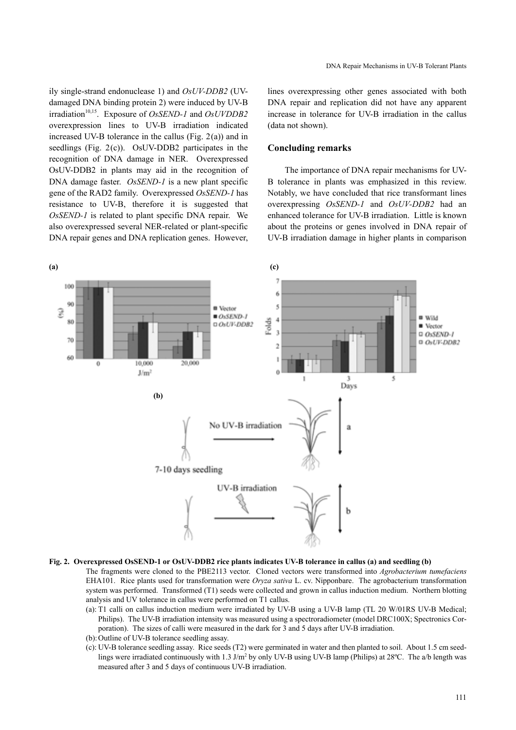ily single-strand endonuclease 1) and *OsUV-DDB2* (UV-damaged DNA binding protein 2) were induced by UV-B irradiation[10,15]. Exposure of *OsSEND-1* and *OsUVDDB2* overexpression lines to UV-B irradiation indicated increased UV-B tolerance in the callus (Fig. 2(a)) and in seedlings (Fig. 2(c)). OsUV-DDB2 participates in the recognition of DNA damage in NER. Overexpressed OsUV-DDB2 in plants may aid in the recognition of DNA damage faster. *OsSEND-1* is a new plant specific gene of the RAD2 family. Overexpressed *OsSEND-1* has resistance to UV-B, therefore it is suggested that *OsSEND-1* is related to plant specific DNA repair. We also overexpressed several NER-related or plant-specific DNA repair genes and DNA replication genes. However, lines overexpressing other genes associated with both DNA repair and replication did not have any apparent increase in tolerance for UV-B irradiation in the callus (data not shown).

## Concluding remarks

The importance of DNA repair mechanisms for UV-B tolerance in plants was emphasized in this review. Notably, we have concluded that rice transformant lines overexpressing *OsSEND-1* and *OsUV-DDB2* had an enhanced tolerance for UV-B irradiation. Little is known about the proteins or genes involved in DNA repair of UV-B irradiation damage in higher plants in comparison

(a)

(%)
100
90
80
70
60
0
10,000
20,000
J/m²
Vector
*OsSEND-1*
*OsUV-DDB2*

(c)

Folds
7
6
5
4
3
2
1
0
1
3
5
Days
Wild
Vector
*OsSEND-1*
*OsUV-DDB2*

(b)

No UV-B irradiation
a
7-10 days seedling
UV-B irradiation
b

**Fig. 2. Overexpressed OsSEND-1 or OsUV-DDB2 rice plants indicates UV-B tolerance in callus (a) and seedling (b)**

The fragments were cloned to the PBE2113 vector. Cloned vectors were transformed into *Agrobacterium tumefaciens* EHA101. Rice plants used for transformation were *Oryza sativa* L. cv. Nipponbare. The agrobacterium transformation system was performed. Transformed (T1) seeds were collected and grown in callus induction medium. Northern blotting analysis and UV tolerance in callus were performed on T1 callus.

(a): T1 calli on callus induction medium were irradiated by UV-B using a UV-B lamp (TL 20 W/01RS UV-B Medical; Philips). The UV-B irradiation intensity was measured using a spectroradiometer (model DRC100X; Spectronics Corporation). The sizes of calli were measured in the dark for 3 and 5 days after UV-B irradiation.

(b): Outline of UV-B tolerance seedling assay.

(c): UV-B tolerance seedling assay. Rice seeds (T2) were germinated in water and then planted to soil. About 1.5 cm seedlings were irradiated continuously with 1.3 J/m² by only UV-B using UV-B lamp (Philips) at 28ºC. The a/b length was measured after 3 and 5 days of continuous UV-B irradiation.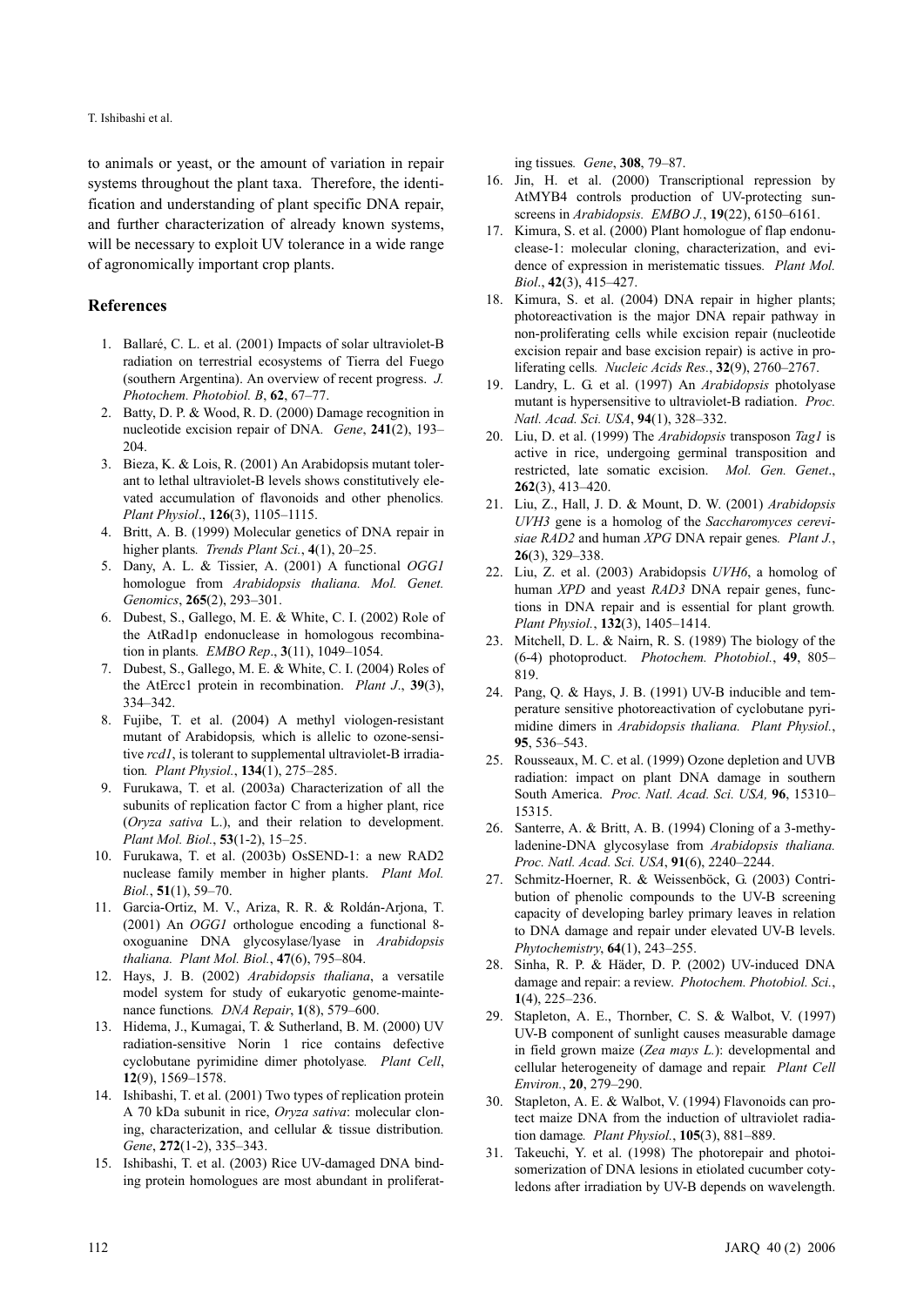to animals or yeast, or the amount of variation in repair systems throughout the plant taxa. Therefore, the identification and understanding of plant specific DNA repair, and further characterization of already known systems, will be necessary to exploit UV tolerance in a wide range of agronomically important crop plants.

## References

1. Ballaré, C. L. et al. (2001) Impacts of solar ultraviolet-B radiation on terrestrial ecosystems of Tierra del Fuego (southern Argentina). An overview of recent progress. *J. Photochem. Photobiol. B*, **62**, 67–77.
2. Batty, D. P. & Wood, R. D. (2000) Damage recognition in nucleotide excision repair of DNA. *Gene*, **241**(2), 193–204.
3. Bieza, K. & Lois, R. (2001) An Arabidopsis mutant tolerant to lethal ultraviolet-B levels shows constitutively elevated accumulation of flavonoids and other phenolics. *Plant Physiol*., **126**(3), 1105–1115.
4. Britt, A. B. (1999) Molecular genetics of DNA repair in higher plants. *Trends Plant Sci.*, **4**(1), 20–25.
5. Dany, A. L. & Tissier, A. (2001) A functional *OGG1* homologue from *Arabidopsis thaliana. Mol. Genet. Genomics*, **265**(2), 293–301.
6. Dubest, S., Gallego, M. E. & White, C. I. (2002) Role of the AtRad1p endonuclease in homologous recombination in plants. *EMBO Rep*., **3**(11), 1049–1054.
7. Dubest, S., Gallego, M. E. & White, C. I. (2004) Roles of the AtErcc1 protein in recombination. *Plant J*., **39**(3), 334–342.
8. Fujibe, T. et al. (2004) A methyl viologen-resistant mutant of Arabidopsis, which is allelic to ozone-sensitive *rcd1*, is tolerant to supplemental ultraviolet-B irradiation. *Plant Physiol.*, **134**(1), 275–285.
9. Furukawa, T. et al. (2003a) Characterization of all the subunits of replication factor C from a higher plant, rice (*Oryza sativa* L.), and their relation to development. *Plant Mol. Biol.*, **53**(1-2), 15–25.
10. Furukawa, T. et al. (2003b) OsSEND-1: a new RAD2 nuclease family member in higher plants. *Plant Mol. Biol.*, **51**(1), 59–70.
11. Garcia-Ortiz, M. V., Ariza, R. R. & Roldán-Arjona, T. (2001) An *OGG1* orthologue encoding a functional 8-oxoguanine DNA glycosylase/lyase in *Arabidopsis thaliana. Plant Mol. Biol.*, **47**(6), 795–804.
12. Hays, J. B. (2002) *Arabidopsis thaliana*, a versatile model system for study of eukaryotic genome-maintenance functions. *DNA Repair*, **1**(8), 579–600.
13. Hidema, J., Kumagai, T. & Sutherland, B. M. (2000) UV radiation-sensitive Norin 1 rice contains defective cyclobutane pyrimidine dimer photolyase. *Plant Cell*, **12**(9), 1569–1578.
14. Ishibashi, T. et al. (2001) Two types of replication protein A 70 kDa subunit in rice, *Oryza sativa*: molecular cloning, characterization, and cellular & tissue distribution. *Gene*, **272**(1-2), 335–343.
15. Ishibashi, T. et al. (2003) Rice UV-damaged DNA binding protein homologues are most abundant in proliferating tissues. *Gene*, **308**, 79–87.
16. Jin, H. et al. (2000) Transcriptional repression by AtMYB4 controls production of UV-protecting sunscreens in *Arabidopsis. EMBO J.*, **19**(22), 6150–6161.
17. Kimura, S. et al. (2000) Plant homologue of flap endonuclease-1: molecular cloning, characterization, and evidence of expression in meristematic tissues. *Plant Mol. Biol*., **42**(3), 415–427.
18. Kimura, S. et al. (2004) DNA repair in higher plants; photoreactivation is the major DNA repair pathway in non-proliferating cells while excision repair (nucleotide excision repair and base excision repair) is active in proliferating cells. *Nucleic Acids Res.*, **32**(9), 2760–2767.
19. Landry, L. G. et al. (1997) An *Arabidopsis* photolyase mutant is hypersensitive to ultraviolet-B radiation. *Proc. Natl. Acad. Sci. USA*, **94**(1), 328–332.
20. Liu, D. et al. (1999) The *Arabidopsis* transposon *Tag1* is active in rice, undergoing germinal transposition and restricted, late somatic excision. *Mol. Gen. Genet*., **262**(3), 413–420.
21. Liu, Z., Hall, J. D. & Mount, D. W. (2001) *Arabidopsis UVH3* gene is a homolog of the *Saccharomyces cerevisiae RAD2* and human *XPG* DNA repair genes. *Plant J.*, **26**(3), 329–338.
22. Liu, Z. et al. (2003) Arabidopsis *UVH6*, a homolog of human *XPD* and yeast *RAD3* DNA repair genes, functions in DNA repair and is essential for plant growth. *Plant Physiol.*, **132**(3), 1405–1414.
23. Mitchell, D. L. & Nairn, R. S. (1989) The biology of the (6-4) photoproduct. *Photochem. Photobiol.*, **49**, 805–819.
24. Pang, Q. & Hays, J. B. (1991) UV-B inducible and temperature sensitive photoreactivation of cyclobutane pyrimidine dimers in *Arabidopsis thaliana. Plant Physiol.*, **95**, 536–543.
25. Rousseaux, M. C. et al. (1999) Ozone depletion and UVB radiation: impact on plant DNA damage in southern South America. *Proc. Natl. Acad. Sci. USA,* **96**, 15310–15315.
26. Santerre, A. & Britt, A. B. (1994) Cloning of a 3-methyladenine-DNA glycosylase from *Arabidopsis thaliana. Proc. Natl. Acad. Sci. USA*, **91**(6), 2240–2244.
27. Schmitz-Hoerner, R. & Weissenböck, G. (2003) Contribution of phenolic compounds to the UV-B screening capacity of developing barley primary leaves in relation to DNA damage and repair under elevated UV-B levels. *Phytochemistry*, **64**(1), 243–255.
28. Sinha, R. P. & Häder, D. P. (2002) UV-induced DNA damage and repair: a review. *Photochem. Photobiol. Sci.*, **1**(4), 225–236.
29. Stapleton, A. E., Thornber, C. S. & Walbot, V. (1997) UV-B component of sunlight causes measurable damage in field grown maize (*Zea mays L.*): developmental and cellular heterogeneity of damage and repair. *Plant Cell Environ.*, **20**, 279–290.
30. Stapleton, A. E. & Walbot, V. (1994) Flavonoids can protect maize DNA from the induction of ultraviolet radiation damage. *Plant Physiol.*, **105**(3), 881–889.
31. Takeuchi, Y. et al. (1998) The photorepair and photoisomerization of DNA lesions in etiolated cucumber cotyledons after irradiation by UV-B depends on wavelength.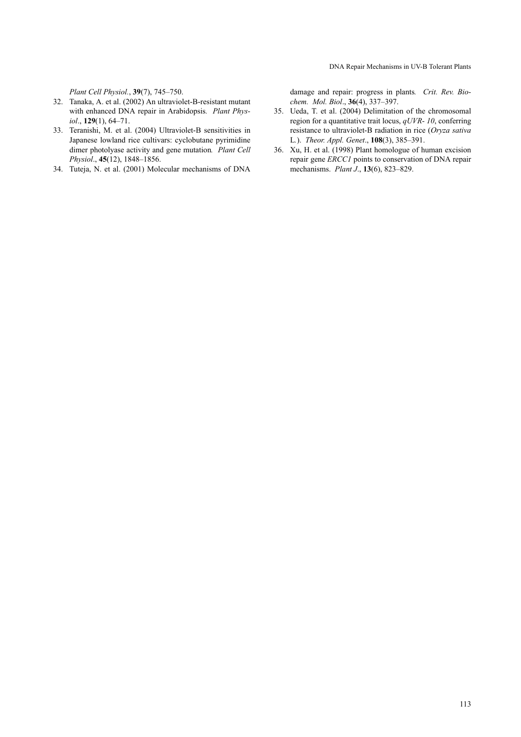*Plant Cell Physiol.*, **39**(7), 745–750.

32. Tanaka, A. et al. (2002) An ultraviolet-B-resistant mutant with enhanced DNA repair in Arabidopsis. *Plant Physiol*., **129**(1), 64–71.
33. Teranishi, M. et al. (2004) Ultraviolet-B sensitivities in Japanese lowland rice cultivars: cyclobutane pyrimidine dimer photolyase activity and gene mutation. *Plant Cell Physiol*., **45**(12), 1848–1856.
34. Tuteja, N. et al. (2001) Molecular mechanisms of DNA damage and repair: progress in plants. *Crit. Rev. Biochem. Mol. Biol*., **36**(4), 337–397.
35. Ueda, T. et al. (2004) Delimitation of the chromosomal region for a quantitative trait locus, *qUVR- 10*, conferring resistance to ultraviolet-B radiation in rice (*Oryza sativa* L.). *Theor. Appl. Genet*., **108**(3), 385–391.
36. Xu, H. et al. (1998) Plant homologue of human excision repair gene *ERCC1* points to conservation of DNA repair mechanisms. *Plant J*., **13**(6), 823–829.